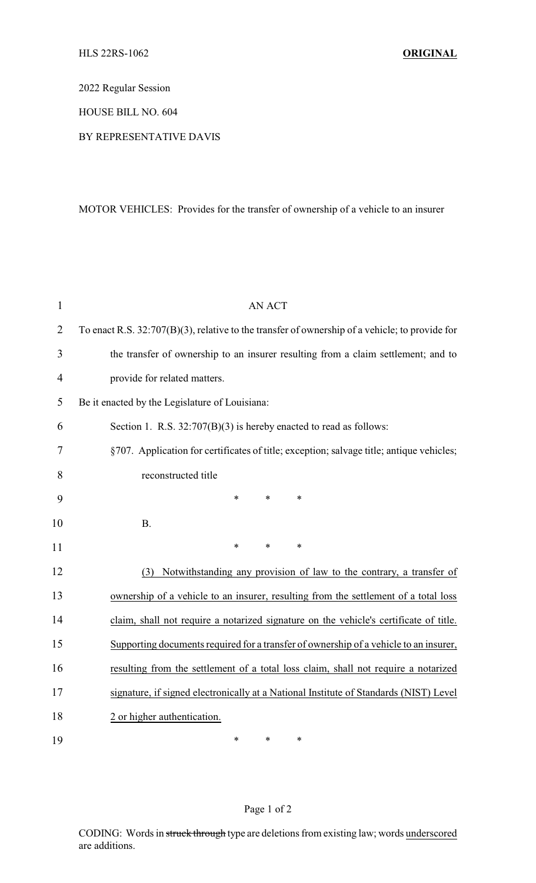HLS 22RS-1062 **ORIGINAL**

2022 Regular Session

HOUSE BILL NO. 604

BY REPRESENTATIVE DAVIS

MOTOR VEHICLES: Provides for the transfer of ownership of a vehicle to an insurer

AN ACT

To enact R.S. 32:707(B)(3), relative to the transfer of ownership of a vehicle; to provide for the transfer of ownership to an insurer resulting from a claim settlement; and to provide for related matters.

Be it enacted by the Legislature of Louisiana:

Section 1. R.S. 32:707(B)(3) is hereby enacted to read as follows:

§707. Application for certificates of title; exception; salvage title; antique vehicles; reconstructed title

\* \* \*

B.

\* \* \*

<u>(3) Notwithstanding any provision of law to the contrary, a transfer of ownership of a vehicle to an insurer, resulting from the settlement of a total loss claim, shall not require a notarized signature on the vehicle's certificate of title. Supporting documents required for a transfer of ownership of a vehicle to an insurer, resulting from the settlement of a total loss claim, shall not require a notarized signature, if signed electronically at a National Institute of Standards (NIST) Level 2 or higher authentication.</u>

\* \* \*

CODING: Words in ~~struck through~~ type are deletions from existing law; words <u>underscored</u> are additions.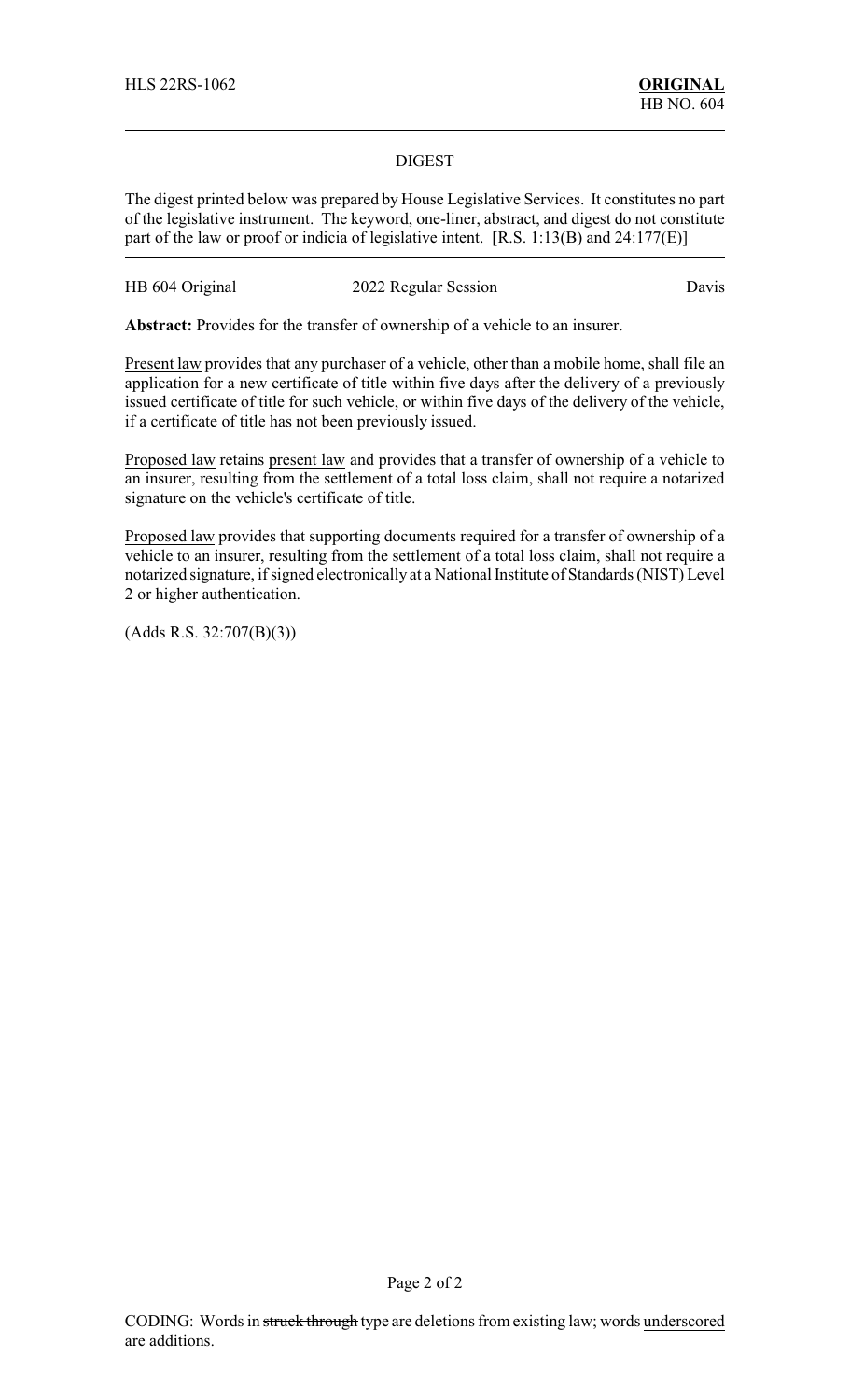HLS 22RS-1062

**ORIGINAL**

HB NO. 604

DIGEST

The digest printed below was prepared by House Legislative Services. It constitutes no part of the legislative instrument. The keyword, one-liner, abstract, and digest do not constitute part of the law or proof or indicia of legislative intent. [R.S. 1:13(B) and 24:177(E)]

HB 604 Original 2022 Regular Session Davis

**Abstract:** Provides for the transfer of ownership of a vehicle to an insurer.

Present law provides that any purchaser of a vehicle, other than a mobile home, shall file an application for a new certificate of title within five days after the delivery of a previously issued certificate of title for such vehicle, or within five days of the delivery of the vehicle, if a certificate of title has not been previously issued.

Proposed law retains present law and provides that a transfer of ownership of a vehicle to an insurer, resulting from the settlement of a total loss claim, shall not require a notarized signature on the vehicle's certificate of title.

Proposed law provides that supporting documents required for a transfer of ownership of a vehicle to an insurer, resulting from the settlement of a total loss claim, shall not require a notarized signature, if signed electronically at a National Institute of Standards (NIST) Level 2 or higher authentication.

(Adds R.S. 32:707(B)(3))

CODING: Words in struck through type are deletions from existing law; words underscored are additions.